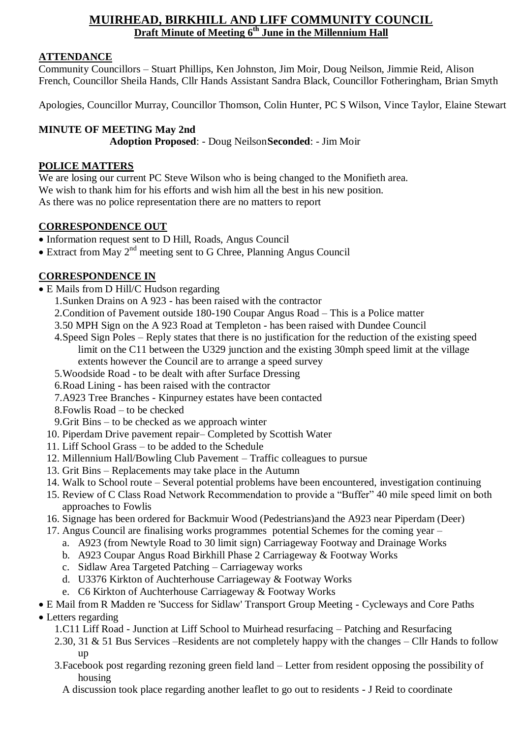# MUIRHEAD, BIRKHILL AND LIFF COMMUNITY COUNCIL

## Draft Minute of Meeting 6th June in the Millennium Hall

### ATTENDANCE

Community Councillors – Stuart Phillips, Ken Johnston, Jim Moir, Doug Neilson, Jimmie Reid, Alison French, Councillor Sheila Hands, Cllr Hands Assistant Sandra Black, Councillor Fotheringham, Brian Smyth

Apologies, Councillor Murray, Councillor Thomson, Colin Hunter, PC S Wilson, Vince Taylor, Elaine Stewart

### MINUTE OF MEETING May 2nd

**Adoption Proposed**: - Doug Neilson **Seconded**: - Jim Moir

### POLICE MATTERS

We are losing our current PC Steve Wilson who is being changed to the Monifieth area.
We wish to thank him for his efforts and wish him all the best in his new position.
As there was no police representation there are no matters to report

### CORRESPONDENCE OUT

- Information request sent to D Hill, Roads, Angus Council
- Extract from May 2nd meeting sent to G Chree, Planning Angus Council

### CORRESPONDENCE IN

- E Mails from D Hill/C Hudson regarding
  1. Sunken Drains on A 923 - has been raised with the contractor
  2. Condition of Pavement outside 180-190 Coupar Angus Road – This is a Police matter
  3. 50 MPH Sign on the A 923 Road at Templeton - has been raised with Dundee Council
  4. Speed Sign Poles – Reply states that there is no justification for the reduction of the existing speed limit on the C11 between the U329 junction and the existing 30mph speed limit at the village extents however the Council are to arrange a speed survey
  5. Woodside Road - to be dealt with after Surface Dressing
  6. Road Lining - has been raised with the contractor
  7. A923 Tree Branches - Kinpurney estates have been contacted
  8. Fowlis Road – to be checked
  9. Grit Bins – to be checked as we approach winter
  10. Piperdam Drive pavement repair– Completed by Scottish Water
  11. Liff School Grass – to be added to the Schedule
  12. Millennium Hall/Bowling Club Pavement – Traffic colleagues to pursue
  13. Grit Bins – Replacements may take place in the Autumn
  14. Walk to School route – Several potential problems have been encountered, investigation continuing
  15. Review of C Class Road Network Recommendation to provide a "Buffer" 40 mile speed limit on both approaches to Fowlis
  16. Signage has been ordered for Backmuir Wood (Pedestrians)and the A923 near Piperdam (Deer)
  17. Angus Council are finalising works programmes potential Schemes for the coming year –
      a. A923 (from Newtyle Road to 30 limit sign) Carriageway Footway and Drainage Works
      b. A923 Coupar Angus Road Birkhill Phase 2 Carriageway & Footway Works
      c. Sidlaw Area Targeted Patching – Carriageway works
      d. U3376 Kirkton of Auchterhouse Carriageway & Footway Works
      e. C6 Kirkton of Auchterhouse Carriageway & Footway Works
- E Mail from R Madden re 'Success for Sidlaw' Transport Group Meeting - Cycleways and Core Paths
- Letters regarding
  1. C11 Liff Road - Junction at Liff School to Muirhead resurfacing – Patching and Resurfacing
  2. 30, 31 & 51 Bus Services –Residents are not completely happy with the changes – Cllr Hands to follow up
  3. Facebook post regarding rezoning green field land – Letter from resident opposing the possibility of housing

  A discussion took place regarding another leaflet to go out to residents - J Reid to coordinate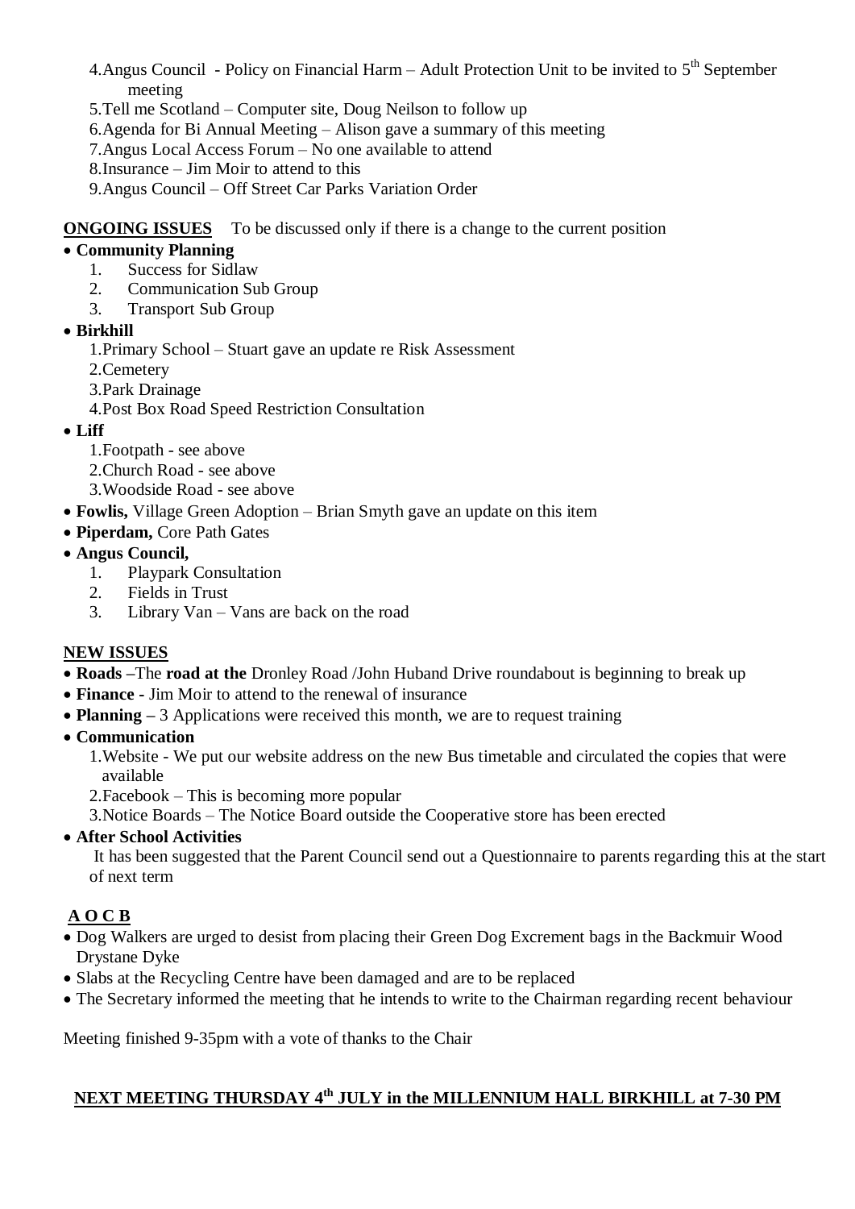4. Angus Council - Policy on Financial Harm – Adult Protection Unit to be invited to 5th September meeting
5. Tell me Scotland – Computer site, Doug Neilson to follow up
6. Agenda for Bi Annual Meeting – Alison gave a summary of this meeting
7. Angus Local Access Forum – No one available to attend
8. Insurance – Jim Moir to attend to this
9. Angus Council – Off Street Car Parks Variation Order

**ONGOING ISSUES** To be discussed only if there is a change to the current position

- **Community Planning**
  1. Success for Sidlaw
  2. Communication Sub Group
  3. Transport Sub Group
- **Birkhill**
  1. Primary School – Stuart gave an update re Risk Assessment
  2. Cemetery
  3. Park Drainage
  4. Post Box Road Speed Restriction Consultation
- **Liff**
  1. Footpath - see above
  2. Church Road - see above
  3. Woodside Road - see above
- **Fowlis,** Village Green Adoption – Brian Smyth gave an update on this item
- **Piperdam,** Core Path Gates
- **Angus Council,**
  1. Playpark Consultation
  2. Fields in Trust
  3. Library Van – Vans are back on the road

**NEW ISSUES**

- **Roads –**The **road at the** Dronley Road /John Huband Drive roundabout is beginning to break up
- **Finance -** Jim Moir to attend to the renewal of insurance
- **Planning –** 3 Applications were received this month, we are to request training
- **Communication**
  1. Website - We put our website address on the new Bus timetable and circulated the copies that were available
  2. Facebook – This is becoming more popular
  3. Notice Boards – The Notice Board outside the Cooperative store has been erected
- **After School Activities**
  It has been suggested that the Parent Council send out a Questionnaire to parents regarding this at the start of next term

**A O C B**

- Dog Walkers are urged to desist from placing their Green Dog Excrement bags in the Backmuir Wood Drystane Dyke
- Slabs at the Recycling Centre have been damaged and are to be replaced
- The Secretary informed the meeting that he intends to write to the Chairman regarding recent behaviour

Meeting finished 9-35pm with a vote of thanks to the Chair

**NEXT MEETING THURSDAY 4th JULY in the MILLENNIUM HALL BIRKHILL at 7-30 PM**